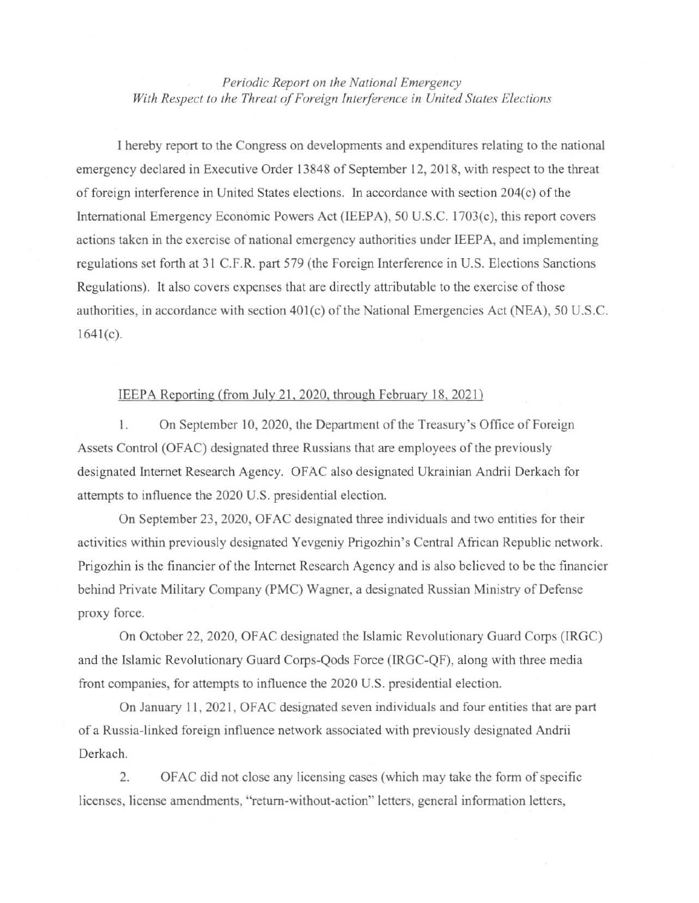*Periodic Report on the National Emergency*
*With Respect to the Threat of Foreign Interference in United States Elections*

I hereby report to the Congress on developments and expenditures relating to the national emergency declared in Executive Order 13848 of September 12, 2018, with respect to the threat of foreign interference in United States elections. In accordance with section 204(c) of the International Emergency Economic Powers Act (IEEPA), 50 U.S.C. 1703(c), this report covers actions taken in the exercise of national emergency authorities under IEEPA, and implementing regulations set forth at 31 C.F.R. part 579 (the Foreign Interference in U.S. Elections Sanctions Regulations). It also covers expenses that are directly attributable to the exercise of those authorities, in accordance with section 401(c) of the National Emergencies Act (NEA), 50 U.S.C. 1641(c).

IEEPA Reporting (from July 21, 2020, through February 18, 2021)

1. On September 10, 2020, the Department of the Treasury's Office of Foreign Assets Control (OFAC) designated three Russians that are employees of the previously designated Internet Research Agency. OFAC also designated Ukrainian Andrii Derkach for attempts to influence the 2020 U.S. presidential election.

On September 23, 2020, OFAC designated three individuals and two entities for their activities within previously designated Yevgeniy Prigozhin's Central African Republic network. Prigozhin is the financier of the Internet Research Agency and is also believed to be the financier behind Private Military Company (PMC) Wagner, a designated Russian Ministry of Defense proxy force.

On October 22, 2020, OFAC designated the Islamic Revolutionary Guard Corps (IRGC) and the Islamic Revolutionary Guard Corps-Qods Force (IRGC-QF), along with three media front companies, for attempts to influence the 2020 U.S. presidential election.

On January 11, 2021, OFAC designated seven individuals and four entities that are part of a Russia-linked foreign influence network associated with previously designated Andrii Derkach.

2. OFAC did not close any licensing cases (which may take the form of specific licenses, license amendments, "return-without-action" letters, general information letters,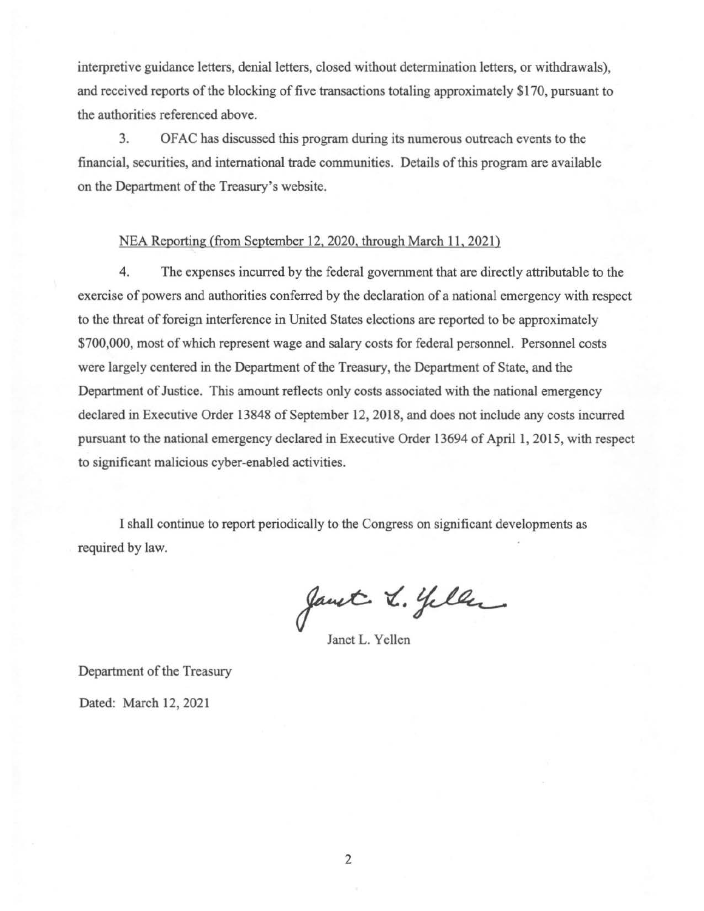interpretive guidance letters, denial letters, closed without determination letters, or withdrawals), and received reports of the blocking of five transactions totaling approximately $170, pursuant to the authorities referenced above.

3. OFAC has discussed this program during its numerous outreach events to the financial, securities, and international trade communities. Details of this program are available on the Department of the Treasury's website.

NEA Reporting (from September 12, 2020, through March 11, 2021)

4. The expenses incurred by the federal government that are directly attributable to the exercise of powers and authorities conferred by the declaration of a national emergency with respect to the threat of foreign interference in United States elections are reported to be approximately $700,000, most of which represent wage and salary costs for federal personnel. Personnel costs were largely centered in the Department of the Treasury, the Department of State, and the Department of Justice. This amount reflects only costs associated with the national emergency declared in Executive Order 13848 of September 12, 2018, and does not include any costs incurred pursuant to the national emergency declared in Executive Order 13694 of April 1, 2015, with respect to significant malicious cyber-enabled activities.

I shall continue to report periodically to the Congress on significant developments as required by law.

Janet L. Yellen

Janet L. Yellen

Department of the Treasury

Dated: March 12, 2021